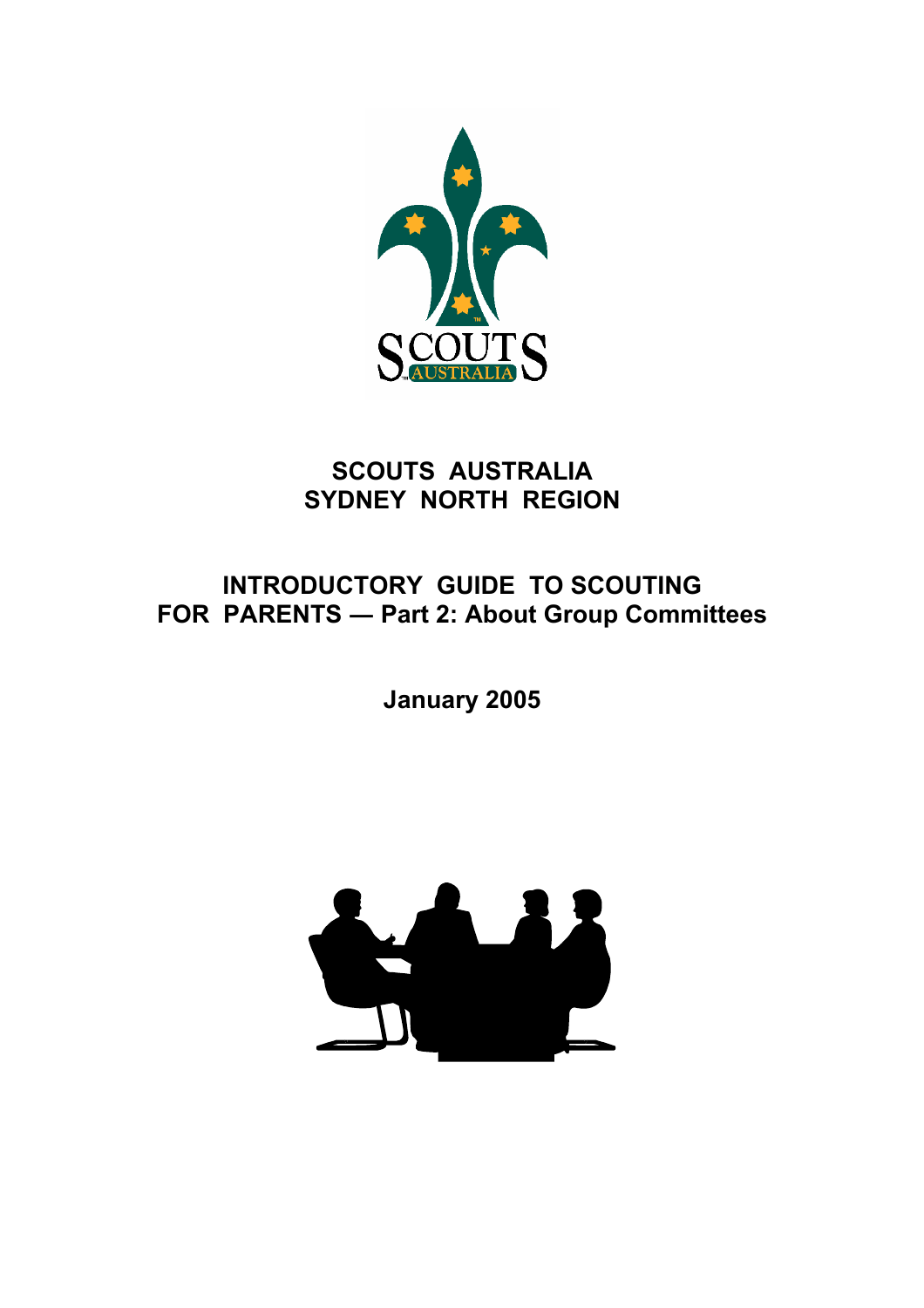# SCOUTS AUSTRALIA
# SYDNEY NORTH REGION

## INTRODUCTORY GUIDE TO SCOUTING FOR PARENTS — Part 2: About Group Committees

**January 2005**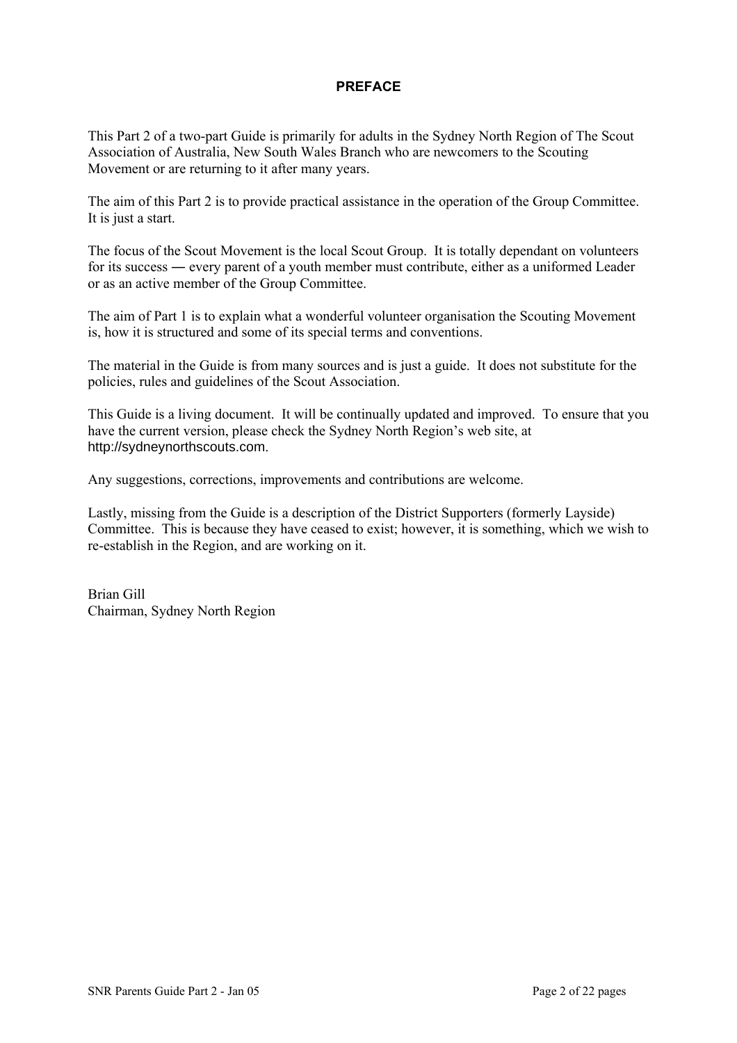# PREFACE

This Part 2 of a two-part Guide is primarily for adults in the Sydney North Region of The Scout Association of Australia, New South Wales Branch who are newcomers to the Scouting Movement or are returning to it after many years.

The aim of this Part 2 is to provide practical assistance in the operation of the Group Committee. It is just a start.

The focus of the Scout Movement is the local Scout Group. It is totally dependant on volunteers for its success ― every parent of a youth member must contribute, either as a uniformed Leader or as an active member of the Group Committee.

The aim of Part 1 is to explain what a wonderful volunteer organisation the Scouting Movement is, how it is structured and some of its special terms and conventions.

The material in the Guide is from many sources and is just a guide. It does not substitute for the policies, rules and guidelines of the Scout Association.

This Guide is a living document. It will be continually updated and improved. To ensure that you have the current version, please check the Sydney North Region's web site, at http://sydneynorthscouts.com.

Any suggestions, corrections, improvements and contributions are welcome.

Lastly, missing from the Guide is a description of the District Supporters (formerly Layside) Committee. This is because they have ceased to exist; however, it is something, which we wish to re-establish in the Region, and are working on it.

Brian Gill
Chairman, Sydney North Region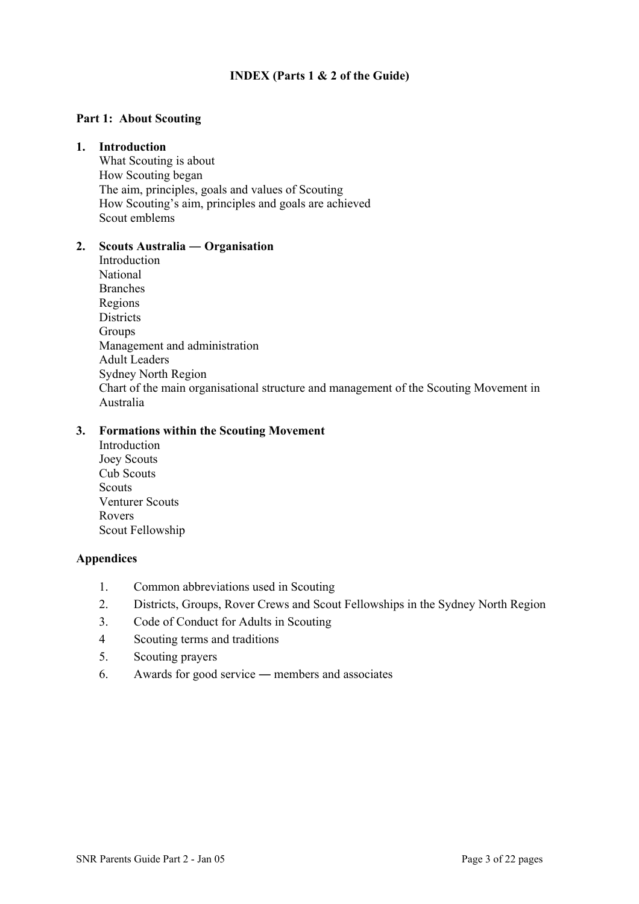# INDEX (Parts 1 & 2 of the Guide)

## Part 1: About Scouting

### 1. Introduction

What Scouting is about
How Scouting began
The aim, principles, goals and values of Scouting
How Scouting's aim, principles and goals are achieved
Scout emblems

### 2. Scouts Australia — Organisation

Introduction
National
Branches
Regions
Districts
Groups
Management and administration
Adult Leaders
Sydney North Region
Chart of the main organisational structure and management of the Scouting Movement in Australia

### 3. Formations within the Scouting Movement

Introduction
Joey Scouts
Cub Scouts
Scouts
Venturer Scouts
Rovers
Scout Fellowship

## Appendices

1. Common abbreviations used in Scouting
2. Districts, Groups, Rover Crews and Scout Fellowships in the Sydney North Region
3. Code of Conduct for Adults in Scouting
4. Scouting terms and traditions
5. Scouting prayers
6. Awards for good service — members and associates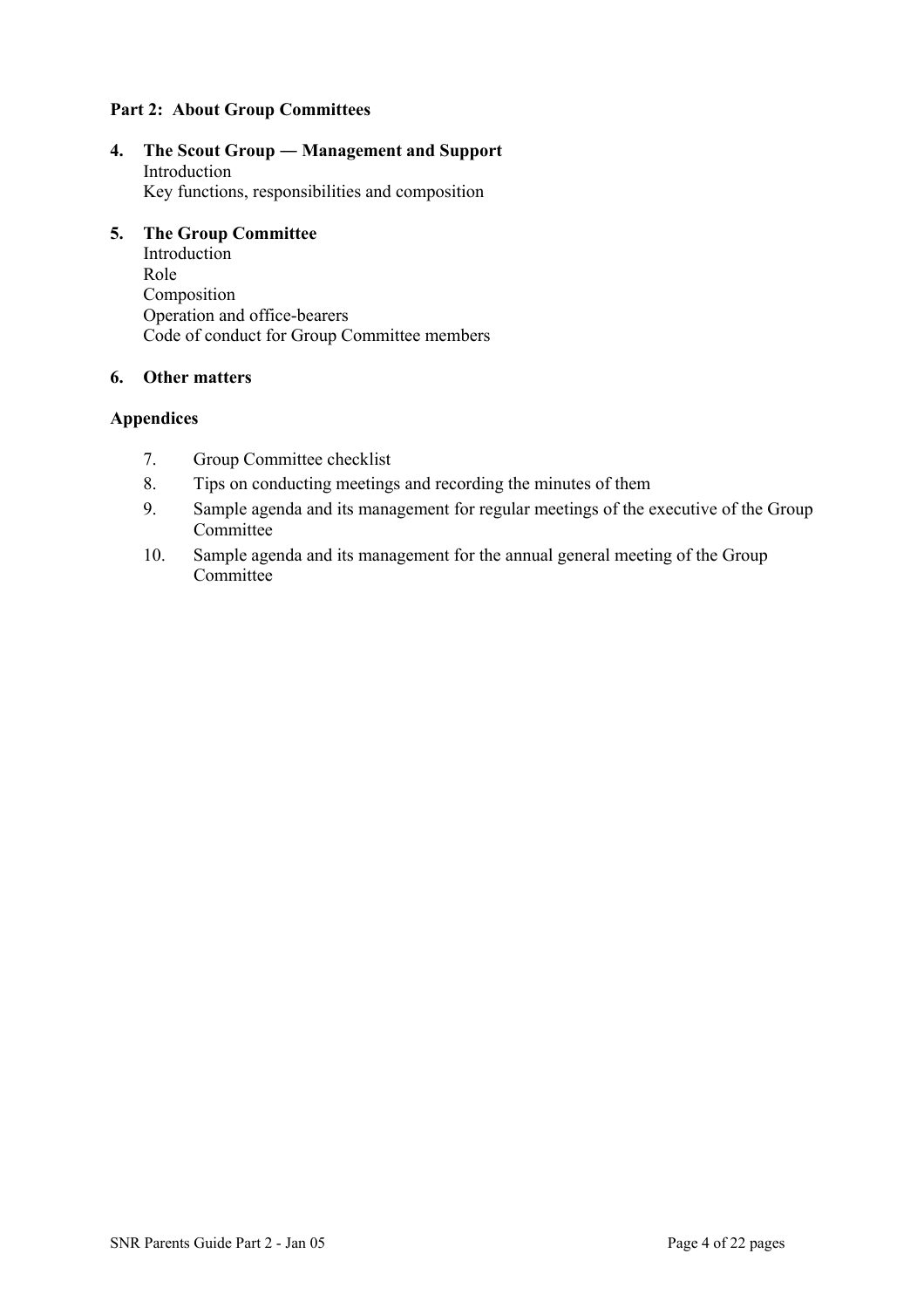**Part 2: About Group Committees**

**4. The Scout Group — Management and Support**
Introduction
Key functions, responsibilities and composition

**5. The Group Committee**
Introduction
Role
Composition
Operation and office-bearers
Code of conduct for Group Committee members

**6. Other matters**

**Appendices**

7. Group Committee checklist
8. Tips on conducting meetings and recording the minutes of them
9. Sample agenda and its management for regular meetings of the executive of the Group Committee
10. Sample agenda and its management for the annual general meeting of the Group Committee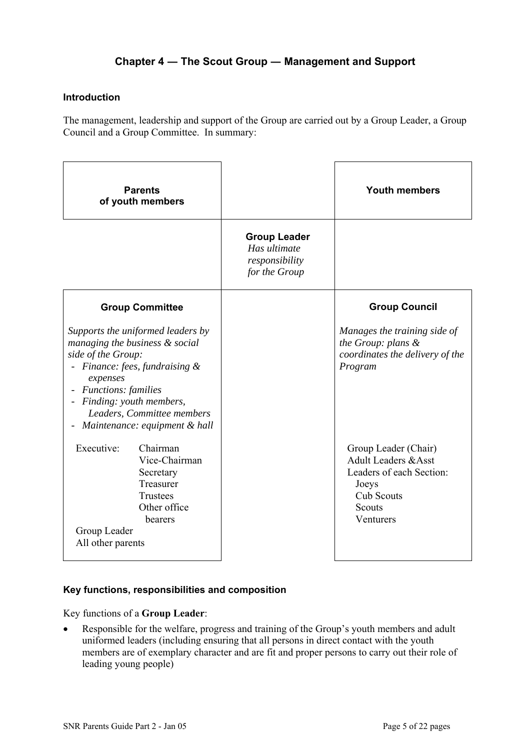## Chapter 4 — The Scout Group — Management and Support

### Introduction

The management, leadership and support of the Group are carried out by a Group Leader, a Group Council and a Group Committee. In summary:

| **Parents of youth members** | | **Youth members** |
|---|---|---|
| | **Group Leader** *Has ultimate responsibility for the Group* | |
| **Group Committee**<br><br>*Supports the uniformed leaders by managing the business & social side of the Group:*<br>- *Finance: fees, fundraising & expenses*<br>- *Functions: families*<br>- *Finding: youth members, Leaders, Committee members*<br>- *Maintenance: equipment & hall*<br><br>Executive: Chairman, Vice-Chairman, Secretary, Treasurer, Trustees, Other office bearers<br>Group Leader<br>All other parents | | **Group Council**<br><br>*Manages the training side of the Group: plans & coordinates the delivery of the Program*<br><br>Group Leader (Chair)<br>Adult Leaders &Asst Leaders of each Section:<br>Joeys<br>Cub Scouts<br>Scouts<br>Venturers |

### Key functions, responsibilities and composition

Key functions of a **Group Leader**:

- Responsible for the welfare, progress and training of the Group's youth members and adult uniformed leaders (including ensuring that all persons in direct contact with the youth members are of exemplary character and are fit and proper persons to carry out their role of leading young people)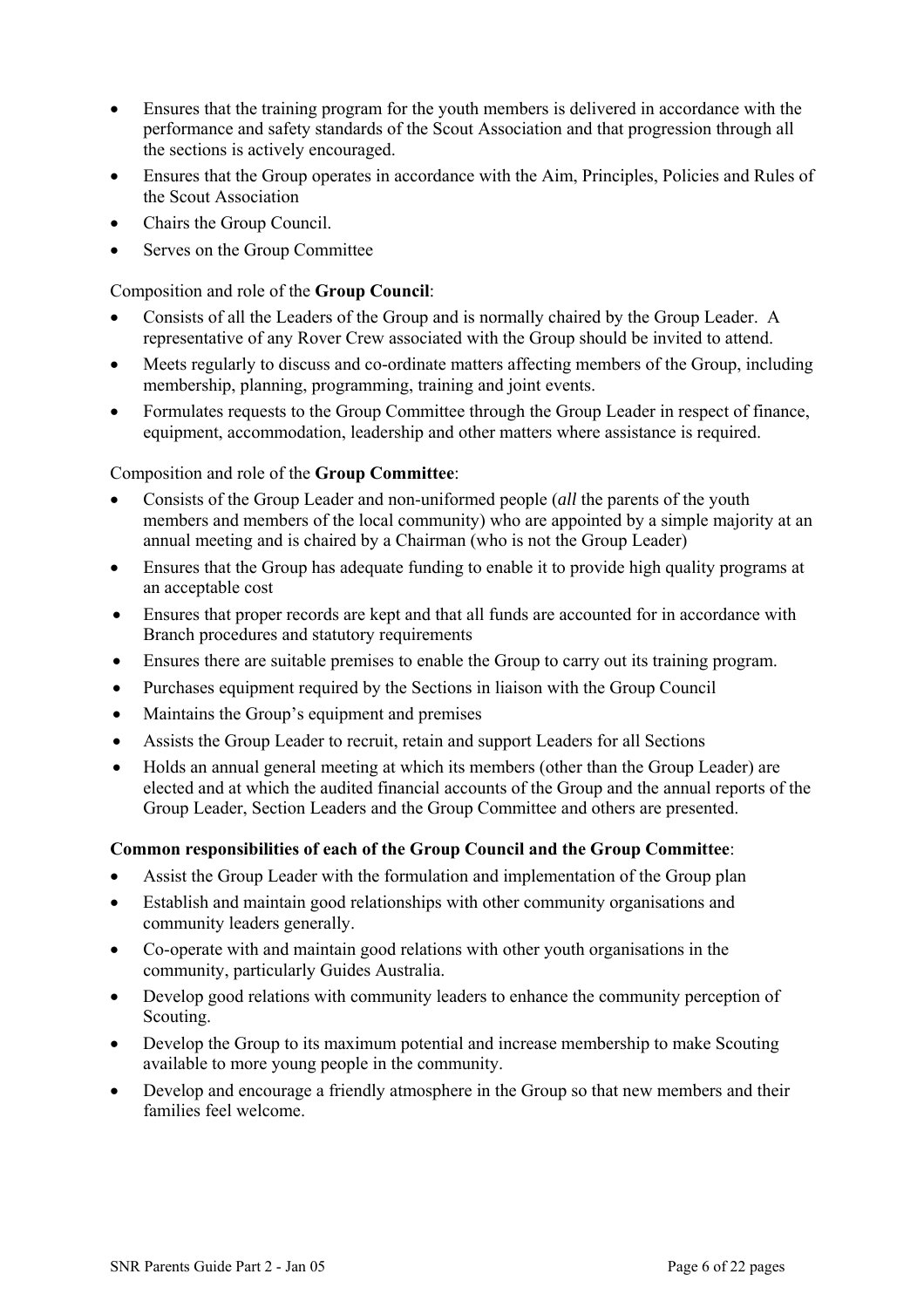- Ensures that the training program for the youth members is delivered in accordance with the performance and safety standards of the Scout Association and that progression through all the sections is actively encouraged.
- Ensures that the Group operates in accordance with the Aim, Principles, Policies and Rules of the Scout Association
- Chairs the Group Council.
- Serves on the Group Committee

Composition and role of the **Group Council**:

- Consists of all the Leaders of the Group and is normally chaired by the Group Leader. A representative of any Rover Crew associated with the Group should be invited to attend.
- Meets regularly to discuss and co-ordinate matters affecting members of the Group, including membership, planning, programming, training and joint events.
- Formulates requests to the Group Committee through the Group Leader in respect of finance, equipment, accommodation, leadership and other matters where assistance is required.

Composition and role of the **Group Committee**:

- Consists of the Group Leader and non-uniformed people (*all* the parents of the youth members and members of the local community) who are appointed by a simple majority at an annual meeting and is chaired by a Chairman (who is not the Group Leader)
- Ensures that the Group has adequate funding to enable it to provide high quality programs at an acceptable cost
- Ensures that proper records are kept and that all funds are accounted for in accordance with Branch procedures and statutory requirements
- Ensures there are suitable premises to enable the Group to carry out its training program.
- Purchases equipment required by the Sections in liaison with the Group Council
- Maintains the Group's equipment and premises
- Assists the Group Leader to recruit, retain and support Leaders for all Sections
- Holds an annual general meeting at which its members (other than the Group Leader) are elected and at which the audited financial accounts of the Group and the annual reports of the Group Leader, Section Leaders and the Group Committee and others are presented.

**Common responsibilities of each of the Group Council and the Group Committee**:

- Assist the Group Leader with the formulation and implementation of the Group plan
- Establish and maintain good relationships with other community organisations and community leaders generally.
- Co-operate with and maintain good relations with other youth organisations in the community, particularly Guides Australia.
- Develop good relations with community leaders to enhance the community perception of Scouting.
- Develop the Group to its maximum potential and increase membership to make Scouting available to more young people in the community.
- Develop and encourage a friendly atmosphere in the Group so that new members and their families feel welcome.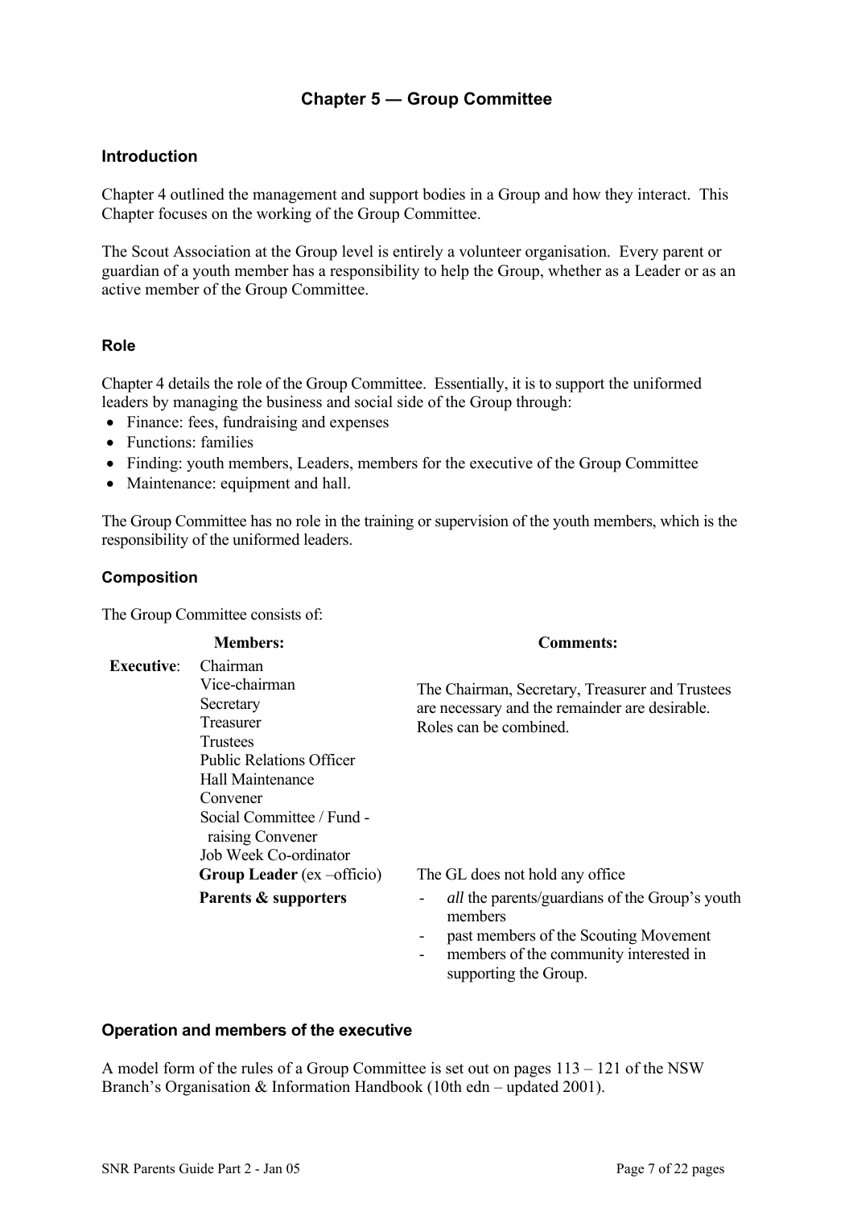# Chapter 5 — Group Committee

## Introduction

Chapter 4 outlined the management and support bodies in a Group and how they interact. This Chapter focuses on the working of the Group Committee.

The Scout Association at the Group level is entirely a volunteer organisation. Every parent or guardian of a youth member has a responsibility to help the Group, whether as a Leader or as an active member of the Group Committee.

## Role

Chapter 4 details the role of the Group Committee. Essentially, it is to support the uniformed leaders by managing the business and social side of the Group through:

- Finance: fees, fundraising and expenses
- Functions: families
- Finding: youth members, Leaders, members for the executive of the Group Committee
- Maintenance: equipment and hall.

The Group Committee has no role in the training or supervision of the youth members, which is the responsibility of the uniformed leaders.

## Composition

The Group Committee consists of:

| | Members: | Comments: |
|---|---|---|
| **Executive**: | Chairman<br>Vice-chairman<br>Secretary<br>Treasurer<br>Trustees<br>Public Relations Officer<br>Hall Maintenance Convener<br>Social Committee / Fund - raising Convener<br>Job Week Co-ordinator | The Chairman, Secretary, Treasurer and Trustees are necessary and the remainder are desirable. Roles can be combined. |
| | **Group Leader** (ex –officio) | The GL does not hold any office |
| | **Parents & supporters** | - *all* the parents/guardians of the Group's youth members<br>- past members of the Scouting Movement<br>- members of the community interested in supporting the Group. |

## Operation and members of the executive

A model form of the rules of a Group Committee is set out on pages 113 – 121 of the NSW Branch's Organisation & Information Handbook (10th edn – updated 2001).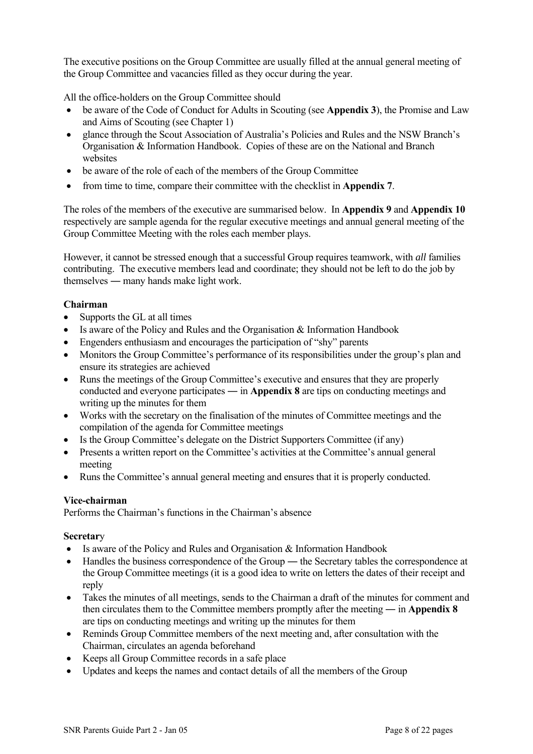The executive positions on the Group Committee are usually filled at the annual general meeting of the Group Committee and vacancies filled as they occur during the year.

All the office-holders on the Group Committee should

- be aware of the Code of Conduct for Adults in Scouting (see **Appendix 3**), the Promise and Law and Aims of Scouting (see Chapter 1)
- glance through the Scout Association of Australia's Policies and Rules and the NSW Branch's Organisation & Information Handbook. Copies of these are on the National and Branch websites
- be aware of the role of each of the members of the Group Committee
- from time to time, compare their committee with the checklist in **Appendix 7**.

The roles of the members of the executive are summarised below. In **Appendix 9** and **Appendix 10** respectively are sample agenda for the regular executive meetings and annual general meeting of the Group Committee Meeting with the roles each member plays.

However, it cannot be stressed enough that a successful Group requires teamwork, with *all* families contributing. The executive members lead and coordinate; they should not be left to do the job by themselves — many hands make light work.

**Chairman**

- Supports the GL at all times
- Is aware of the Policy and Rules and the Organisation & Information Handbook
- Engenders enthusiasm and encourages the participation of "shy" parents
- Monitors the Group Committee's performance of its responsibilities under the group's plan and ensure its strategies are achieved
- Runs the meetings of the Group Committee's executive and ensures that they are properly conducted and everyone participates — in **Appendix 8** are tips on conducting meetings and writing up the minutes for them
- Works with the secretary on the finalisation of the minutes of Committee meetings and the compilation of the agenda for Committee meetings
- Is the Group Committee's delegate on the District Supporters Committee (if any)
- Presents a written report on the Committee's activities at the Committee's annual general meeting
- Runs the Committee's annual general meeting and ensures that it is properly conducted.

**Vice-chairman**

Performs the Chairman's functions in the Chairman's absence

**Secretary**

- Is aware of the Policy and Rules and Organisation & Information Handbook
- Handles the business correspondence of the Group — the Secretary tables the correspondence at the Group Committee meetings (it is a good idea to write on letters the dates of their receipt and reply
- Takes the minutes of all meetings, sends to the Chairman a draft of the minutes for comment and then circulates them to the Committee members promptly after the meeting — in **Appendix 8** are tips on conducting meetings and writing up the minutes for them
- Reminds Group Committee members of the next meeting and, after consultation with the Chairman, circulates an agenda beforehand
- Keeps all Group Committee records in a safe place
- Updates and keeps the names and contact details of all the members of the Group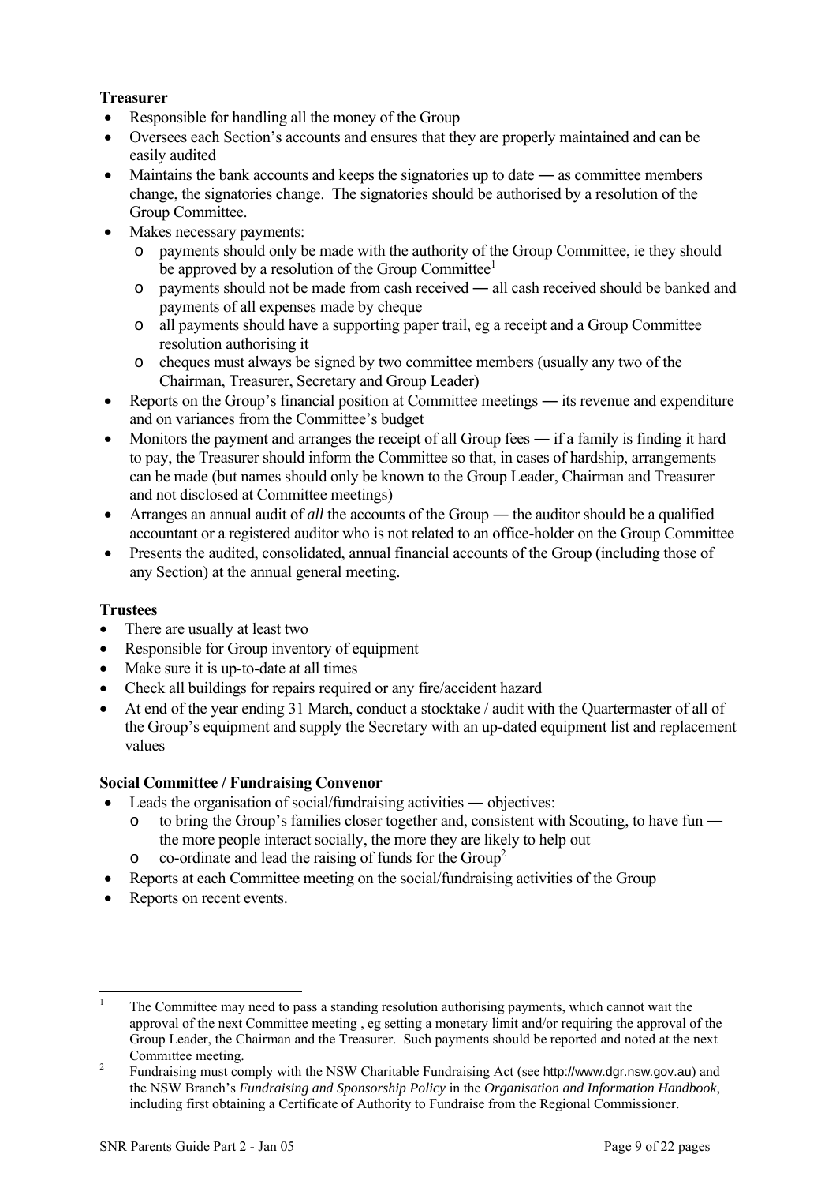**Treasurer**

- Responsible for handling all the money of the Group
- Oversees each Section's accounts and ensures that they are properly maintained and can be easily audited
- Maintains the bank accounts and keeps the signatories up to date ― as committee members change, the signatories change. The signatories should be authorised by a resolution of the Group Committee.
- Makes necessary payments:
  - payments should only be made with the authority of the Group Committee, ie they should be approved by a resolution of the Group Committee[1]
  - payments should not be made from cash received ― all cash received should be banked and payments of all expenses made by cheque
  - all payments should have a supporting paper trail, eg a receipt and a Group Committee resolution authorising it
  - cheques must always be signed by two committee members (usually any two of the Chairman, Treasurer, Secretary and Group Leader)
- Reports on the Group's financial position at Committee meetings ― its revenue and expenditure and on variances from the Committee's budget
- Monitors the payment and arranges the receipt of all Group fees ― if a family is finding it hard to pay, the Treasurer should inform the Committee so that, in cases of hardship, arrangements can be made (but names should only be known to the Group Leader, Chairman and Treasurer and not disclosed at Committee meetings)
- Arranges an annual audit of *all* the accounts of the Group ― the auditor should be a qualified accountant or a registered auditor who is not related to an office-holder on the Group Committee
- Presents the audited, consolidated, annual financial accounts of the Group (including those of any Section) at the annual general meeting.

**Trustees**

- There are usually at least two
- Responsible for Group inventory of equipment
- Make sure it is up-to-date at all times
- Check all buildings for repairs required or any fire/accident hazard
- At end of the year ending 31 March, conduct a stocktake / audit with the Quartermaster of all of the Group's equipment and supply the Secretary with an up-dated equipment list and replacement values

**Social Committee / Fundraising Convenor**

- Leads the organisation of social/fundraising activities ― objectives:
  - to bring the Group's families closer together and, consistent with Scouting, to have fun ― the more people interact socially, the more they are likely to help out
  - co-ordinate and lead the raising of funds for the Group[2]
- Reports at each Committee meeting on the social/fundraising activities of the Group
- Reports on recent events.

---

[1] The Committee may need to pass a standing resolution authorising payments, which cannot wait the approval of the next Committee meeting , eg setting a monetary limit and/or requiring the approval of the Group Leader, the Chairman and the Treasurer. Such payments should be reported and noted at the next Committee meeting.

[2] Fundraising must comply with the NSW Charitable Fundraising Act (see http://www.dgr.nsw.gov.au) and the NSW Branch's *Fundraising and Sponsorship Policy* in the *Organisation and Information Handbook*, including first obtaining a Certificate of Authority to Fundraise from the Regional Commissioner.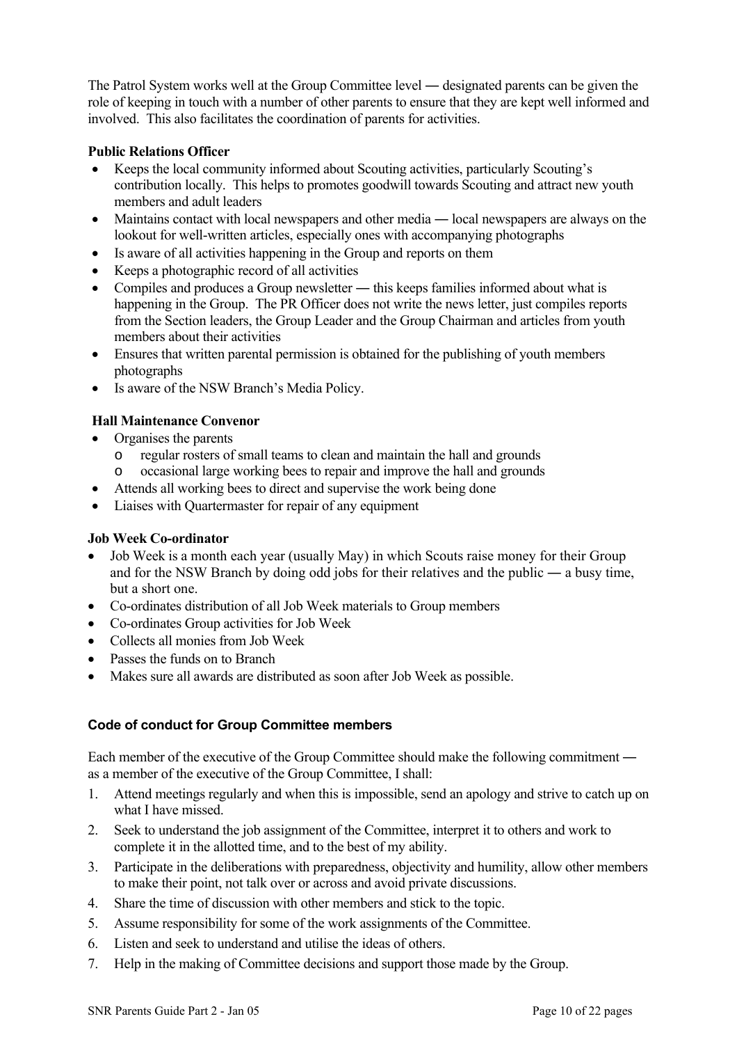The Patrol System works well at the Group Committee level — designated parents can be given the role of keeping in touch with a number of other parents to ensure that they are kept well informed and involved. This also facilitates the coordination of parents for activities.

**Public Relations Officer**

- Keeps the local community informed about Scouting activities, particularly Scouting's contribution locally. This helps to promotes goodwill towards Scouting and attract new youth members and adult leaders
- Maintains contact with local newspapers and other media — local newspapers are always on the lookout for well-written articles, especially ones with accompanying photographs
- Is aware of all activities happening in the Group and reports on them
- Keeps a photographic record of all activities
- Compiles and produces a Group newsletter — this keeps families informed about what is happening in the Group. The PR Officer does not write the news letter, just compiles reports from the Section leaders, the Group Leader and the Group Chairman and articles from youth members about their activities
- Ensures that written parental permission is obtained for the publishing of youth members photographs
- Is aware of the NSW Branch's Media Policy.

**Hall Maintenance Convenor**

- Organises the parents
  - regular rosters of small teams to clean and maintain the hall and grounds
  - occasional large working bees to repair and improve the hall and grounds
- Attends all working bees to direct and supervise the work being done
- Liaises with Quartermaster for repair of any equipment

**Job Week Co-ordinator**

- Job Week is a month each year (usually May) in which Scouts raise money for their Group and for the NSW Branch by doing odd jobs for their relatives and the public — a busy time, but a short one.
- Co-ordinates distribution of all Job Week materials to Group members
- Co-ordinates Group activities for Job Week
- Collects all monies from Job Week
- Passes the funds on to Branch
- Makes sure all awards are distributed as soon after Job Week as possible.

### Code of conduct for Group Committee members

Each member of the executive of the Group Committee should make the following commitment — as a member of the executive of the Group Committee, I shall:

1. Attend meetings regularly and when this is impossible, send an apology and strive to catch up on what I have missed.
2. Seek to understand the job assignment of the Committee, interpret it to others and work to complete it in the allotted time, and to the best of my ability.
3. Participate in the deliberations with preparedness, objectivity and humility, allow other members to make their point, not talk over or across and avoid private discussions.
4. Share the time of discussion with other members and stick to the topic.
5. Assume responsibility for some of the work assignments of the Committee.
6. Listen and seek to understand and utilise the ideas of others.
7. Help in the making of Committee decisions and support those made by the Group.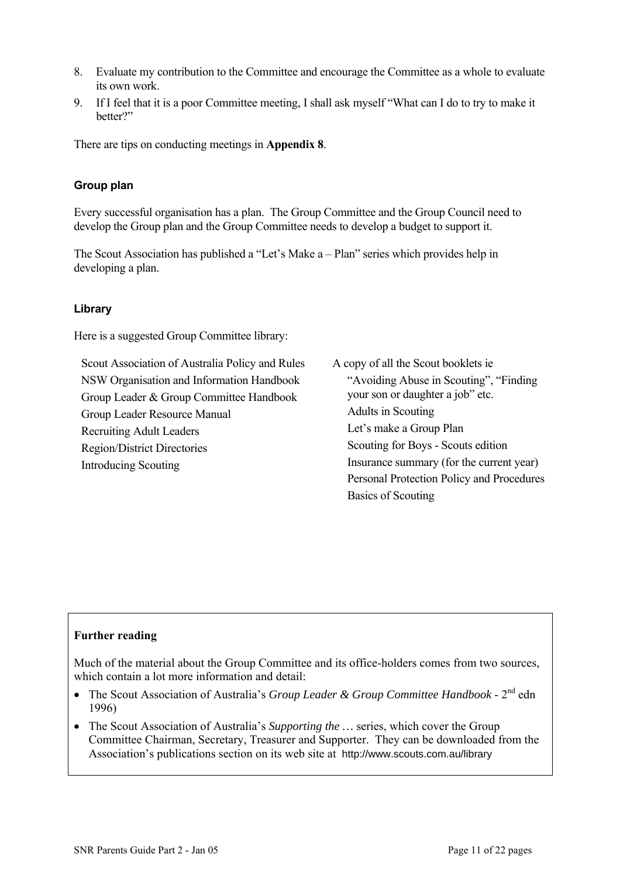8. Evaluate my contribution to the Committee and encourage the Committee as a whole to evaluate its own work.
9. If I feel that it is a poor Committee meeting, I shall ask myself "What can I do to try to make it better?"

There are tips on conducting meetings in **Appendix 8**.

### Group plan

Every successful organisation has a plan. The Group Committee and the Group Council need to develop the Group plan and the Group Committee needs to develop a budget to support it.

The Scout Association has published a "Let's Make a – Plan" series which provides help in developing a plan.

### Library

Here is a suggested Group Committee library:

- Scout Association of Australia Policy and Rules
- NSW Organisation and Information Handbook
- Group Leader & Group Committee Handbook
- Group Leader Resource Manual
- Recruiting Adult Leaders
- Region/District Directories
- Introducing Scouting
- A copy of all the Scout booklets ie
  - "Avoiding Abuse in Scouting", "Finding your son or daughter a job" etc.
  - Adults in Scouting
  - Let's make a Group Plan
  - Scouting for Boys - Scouts edition
  - Insurance summary (for the current year)
  - Personal Protection Policy and Procedures
  - Basics of Scouting

**Further reading**

Much of the material about the Group Committee and its office-holders comes from two sources, which contain a lot more information and detail:

- The Scout Association of Australia's *Group Leader & Group Committee Handbook* - 2nd edn 1996)
- The Scout Association of Australia's *Supporting the …* series, which cover the Group Committee Chairman, Secretary, Treasurer and Supporter. They can be downloaded from the Association's publications section on its web site at http://www.scouts.com.au/library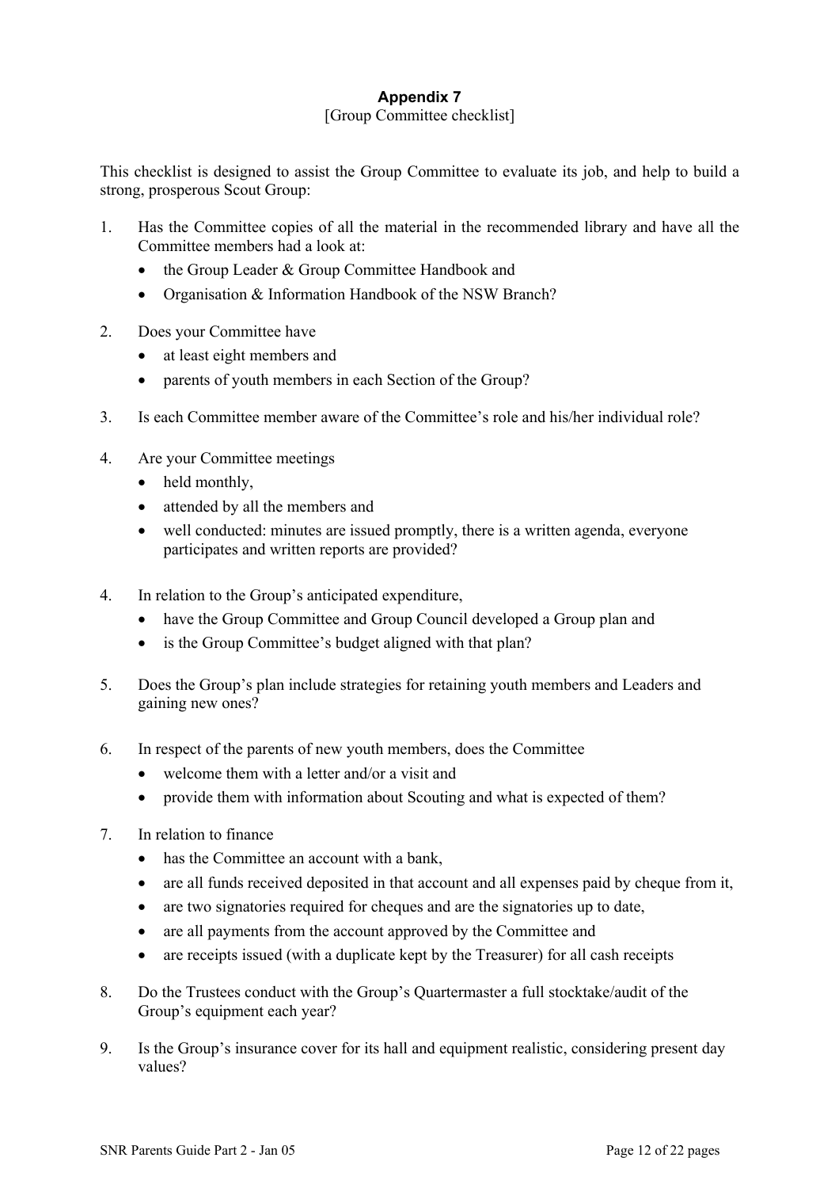## Appendix 7

[Group Committee checklist]

This checklist is designed to assist the Group Committee to evaluate its job, and help to build a strong, prosperous Scout Group:

1. Has the Committee copies of all the material in the recommended library and have all the Committee members had a look at:
   - the Group Leader & Group Committee Handbook and
   - Organisation & Information Handbook of the NSW Branch?

2. Does your Committee have
   - at least eight members and
   - parents of youth members in each Section of the Group?

3. Is each Committee member aware of the Committee's role and his/her individual role?

4. Are your Committee meetings
   - held monthly,
   - attended by all the members and
   - well conducted: minutes are issued promptly, there is a written agenda, everyone participates and written reports are provided?

4. In relation to the Group's anticipated expenditure,
   - have the Group Committee and Group Council developed a Group plan and
   - is the Group Committee's budget aligned with that plan?

5. Does the Group's plan include strategies for retaining youth members and Leaders and gaining new ones?

6. In respect of the parents of new youth members, does the Committee
   - welcome them with a letter and/or a visit and
   - provide them with information about Scouting and what is expected of them?

7. In relation to finance
   - has the Committee an account with a bank,
   - are all funds received deposited in that account and all expenses paid by cheque from it,
   - are two signatories required for cheques and are the signatories up to date,
   - are all payments from the account approved by the Committee and
   - are receipts issued (with a duplicate kept by the Treasurer) for all cash receipts

8. Do the Trustees conduct with the Group's Quartermaster a full stocktake/audit of the Group's equipment each year?

9. Is the Group's insurance cover for its hall and equipment realistic, considering present day values?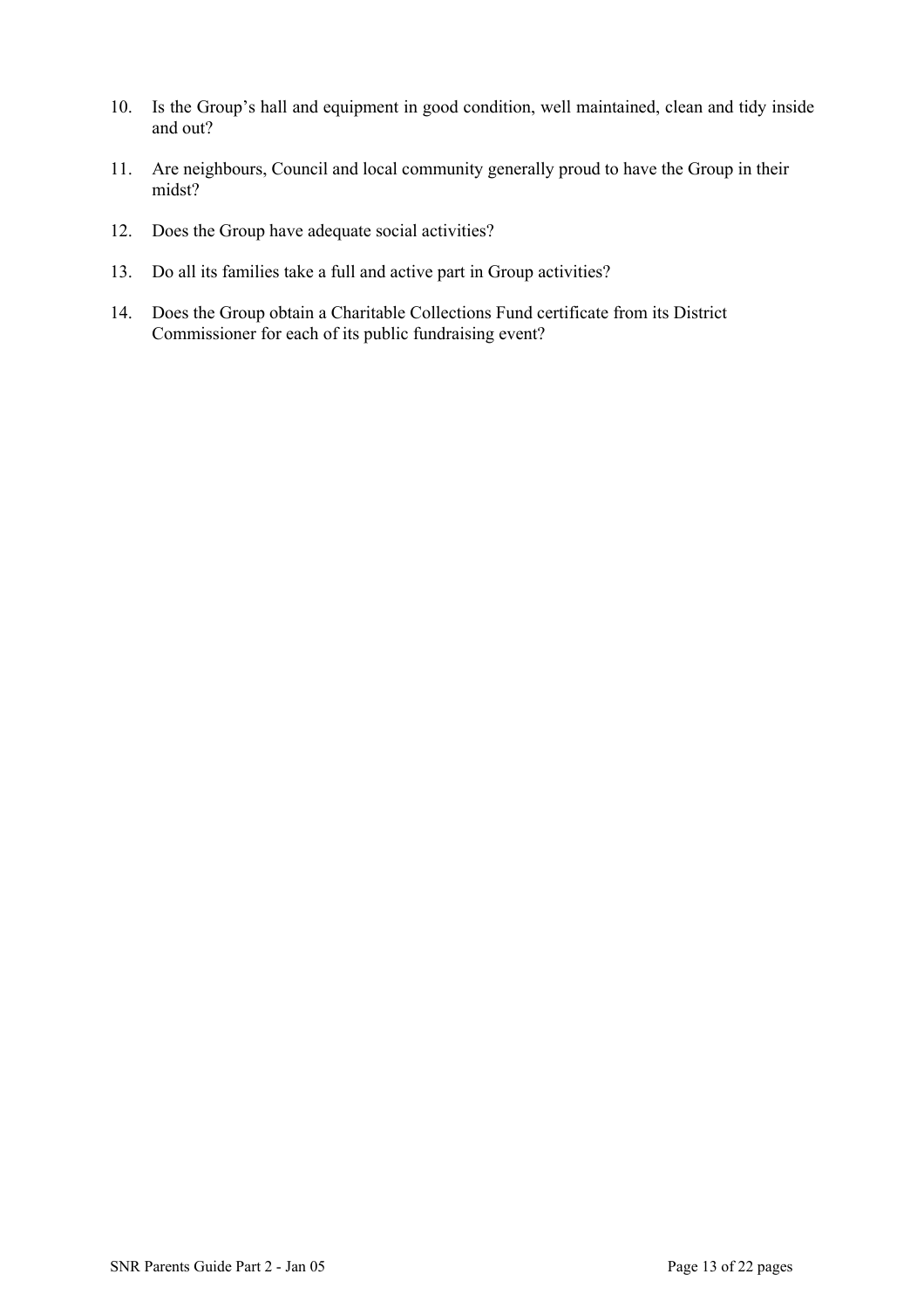10. Is the Group's hall and equipment in good condition, well maintained, clean and tidy inside and out?

11. Are neighbours, Council and local community generally proud to have the Group in their midst?

12. Does the Group have adequate social activities?

13. Do all its families take a full and active part in Group activities?

14. Does the Group obtain a Charitable Collections Fund certificate from its District Commissioner for each of its public fundraising event?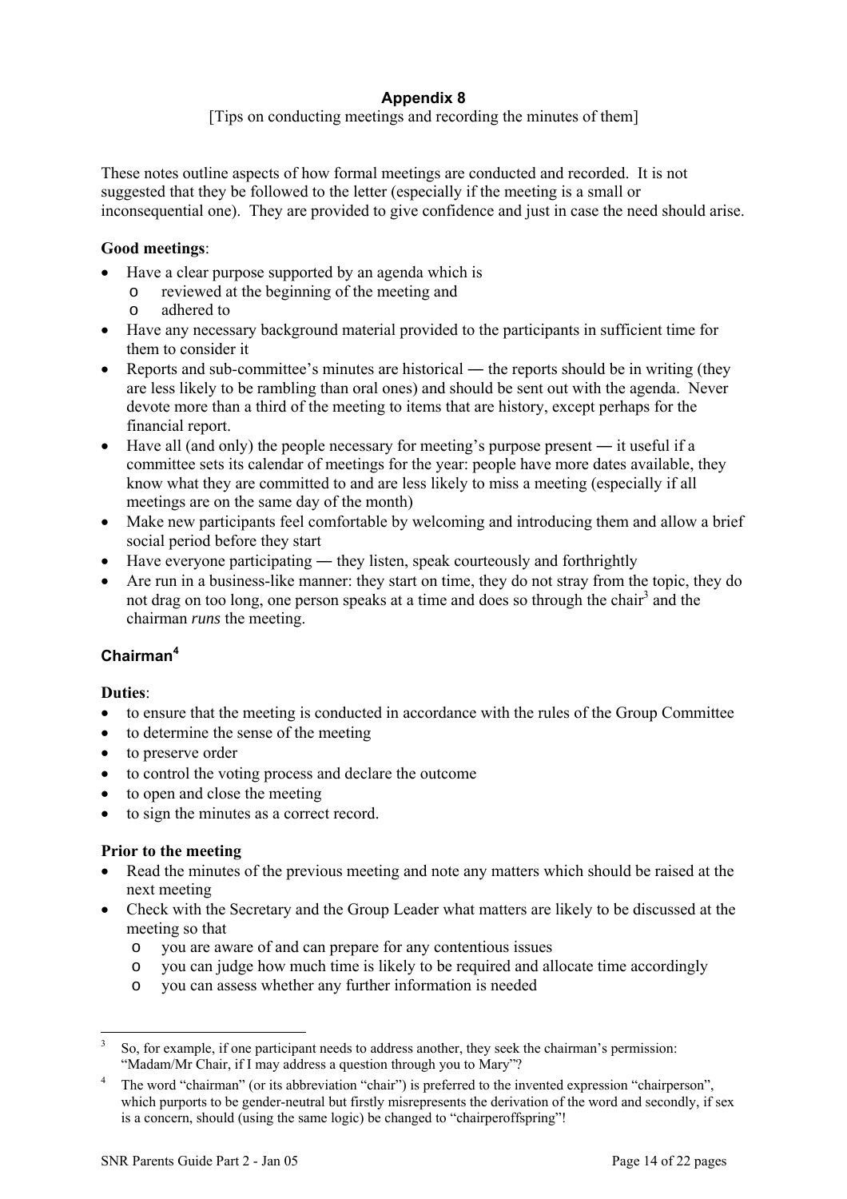## Appendix 8

[Tips on conducting meetings and recording the minutes of them]

These notes outline aspects of how formal meetings are conducted and recorded. It is not suggested that they be followed to the letter (especially if the meeting is a small or inconsequential one). They are provided to give confidence and just in case the need should arise.

**Good meetings**:

- Have a clear purpose supported by an agenda which is
  - reviewed at the beginning of the meeting and
  - adhered to
- Have any necessary background material provided to the participants in sufficient time for them to consider it
- Reports and sub-committee's minutes are historical ― the reports should be in writing (they are less likely to be rambling than oral ones) and should be sent out with the agenda. Never devote more than a third of the meeting to items that are history, except perhaps for the financial report.
- Have all (and only) the people necessary for meeting's purpose present ― it useful if a committee sets its calendar of meetings for the year: people have more dates available, they know what they are committed to and are less likely to miss a meeting (especially if all meetings are on the same day of the month)
- Make new participants feel comfortable by welcoming and introducing them and allow a brief social period before they start
- Have everyone participating ― they listen, speak courteously and forthrightly
- Are run in a business-like manner: they start on time, they do not stray from the topic, they do not drag on too long, one person speaks at a time and does so through the chair[3] and the chairman *runs* the meeting.

### Chairman[4]

**Duties**:

- to ensure that the meeting is conducted in accordance with the rules of the Group Committee
- to determine the sense of the meeting
- to preserve order
- to control the voting process and declare the outcome
- to open and close the meeting
- to sign the minutes as a correct record.

**Prior to the meeting**

- Read the minutes of the previous meeting and note any matters which should be raised at the next meeting
- Check with the Secretary and the Group Leader what matters are likely to be discussed at the meeting so that
  - you are aware of and can prepare for any contentious issues
  - you can judge how much time is likely to be required and allocate time accordingly
  - you can assess whether any further information is needed

---

[3] So, for example, if one participant needs to address another, they seek the chairman's permission: "Madam/Mr Chair, if I may address a question through you to Mary"?

[4] The word "chairman" (or its abbreviation "chair") is preferred to the invented expression "chairperson", which purports to be gender-neutral but firstly misrepresents the derivation of the word and secondly, if sex is a concern, should (using the same logic) be changed to "chairperoffspring"!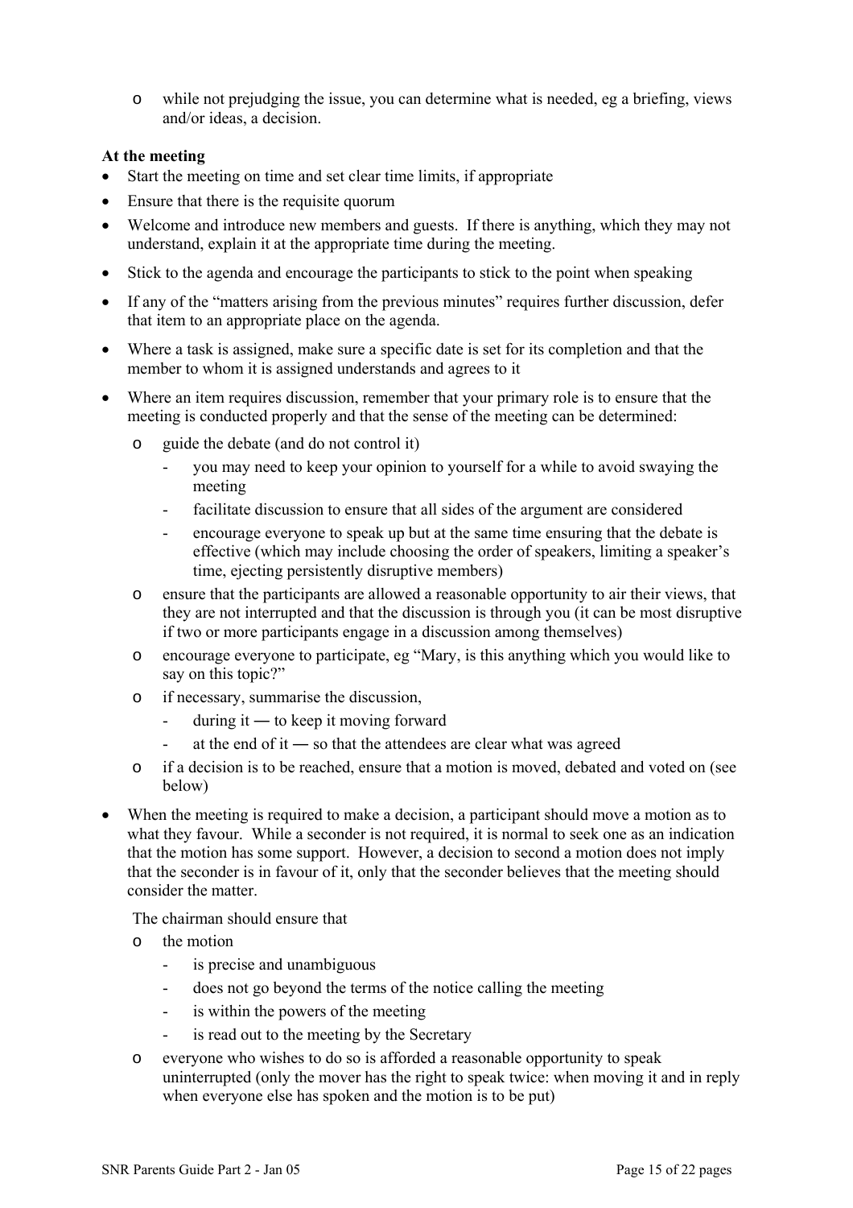- while not prejudging the issue, you can determine what is needed, eg a briefing, views and/or ideas, a decision.

**At the meeting**

- Start the meeting on time and set clear time limits, if appropriate
- Ensure that there is the requisite quorum
- Welcome and introduce new members and guests. If there is anything, which they may not understand, explain it at the appropriate time during the meeting.
- Stick to the agenda and encourage the participants to stick to the point when speaking
- If any of the "matters arising from the previous minutes" requires further discussion, defer that item to an appropriate place on the agenda.
- Where a task is assigned, make sure a specific date is set for its completion and that the member to whom it is assigned understands and agrees to it
- Where an item requires discussion, remember that your primary role is to ensure that the meeting is conducted properly and that the sense of the meeting can be determined:
  - guide the debate (and do not control it)
    - you may need to keep your opinion to yourself for a while to avoid swaying the meeting
    - facilitate discussion to ensure that all sides of the argument are considered
    - encourage everyone to speak up but at the same time ensuring that the debate is effective (which may include choosing the order of speakers, limiting a speaker's time, ejecting persistently disruptive members)
  - ensure that the participants are allowed a reasonable opportunity to air their views, that they are not interrupted and that the discussion is through you (it can be most disruptive if two or more participants engage in a discussion among themselves)
  - encourage everyone to participate, eg "Mary, is this anything which you would like to say on this topic?"
  - if necessary, summarise the discussion,
    - during it ― to keep it moving forward
    - at the end of it ― so that the attendees are clear what was agreed
  - if a decision is to be reached, ensure that a motion is moved, debated and voted on (see below)
- When the meeting is required to make a decision, a participant should move a motion as to what they favour. While a seconder is not required, it is normal to seek one as an indication that the motion has some support. However, a decision to second a motion does not imply that the seconder is in favour of it, only that the seconder believes that the meeting should consider the matter.

  The chairman should ensure that

  - the motion
    - is precise and unambiguous
    - does not go beyond the terms of the notice calling the meeting
    - is within the powers of the meeting
    - is read out to the meeting by the Secretary
  - everyone who wishes to do so is afforded a reasonable opportunity to speak uninterrupted (only the mover has the right to speak twice: when moving it and in reply when everyone else has spoken and the motion is to be put)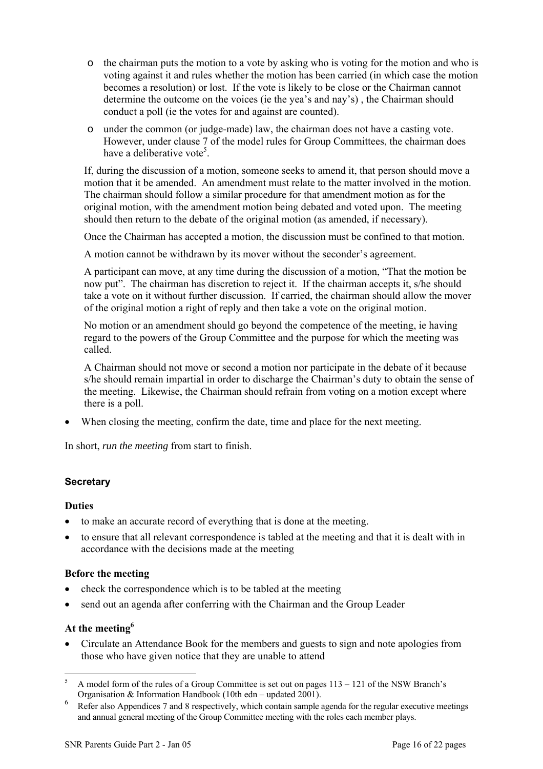- the chairman puts the motion to a vote by asking who is voting for the motion and who is voting against it and rules whether the motion has been carried (in which case the motion becomes a resolution) or lost. If the vote is likely to be close or the Chairman cannot determine the outcome on the voices (ie the yea's and nay's) , the Chairman should conduct a poll (ie the votes for and against are counted).
  - under the common (or judge-made) law, the chairman does not have a casting vote. However, under clause 7 of the model rules for Group Committees, the chairman does have a deliberative vote[5].

  If, during the discussion of a motion, someone seeks to amend it, that person should move a motion that it be amended. An amendment must relate to the matter involved in the motion. The chairman should follow a similar procedure for that amendment motion as for the original motion, with the amendment motion being debated and voted upon. The meeting should then return to the debate of the original motion (as amended, if necessary).

  Once the Chairman has accepted a motion, the discussion must be confined to that motion.

  A motion cannot be withdrawn by its mover without the seconder's agreement.

  A participant can move, at any time during the discussion of a motion, "That the motion be now put". The chairman has discretion to reject it. If the chairman accepts it, s/he should take a vote on it without further discussion. If carried, the chairman should allow the mover of the original motion a right of reply and then take a vote on the original motion.

  No motion or an amendment should go beyond the competence of the meeting, ie having regard to the powers of the Group Committee and the purpose for which the meeting was called.

  A Chairman should not move or second a motion nor participate in the debate of it because s/he should remain impartial in order to discharge the Chairman's duty to obtain the sense of the meeting. Likewise, the Chairman should refrain from voting on a motion except where there is a poll.

- When closing the meeting, confirm the date, time and place for the next meeting.

In short, *run the meeting* from start to finish.

### Secretary

**Duties**

- to make an accurate record of everything that is done at the meeting.
- to ensure that all relevant correspondence is tabled at the meeting and that it is dealt with in accordance with the decisions made at the meeting

**Before the meeting**

- check the correspondence which is to be tabled at the meeting
- send out an agenda after conferring with the Chairman and the Group Leader

**At the meeting[6]**

- Circulate an Attendance Book for the members and guests to sign and note apologies from those who have given notice that they are unable to attend

---

[5] A model form of the rules of a Group Committee is set out on pages 113 – 121 of the NSW Branch's Organisation & Information Handbook (10th edn – updated 2001).

[6] Refer also Appendices 7 and 8 respectively, which contain sample agenda for the regular executive meetings and annual general meeting of the Group Committee meeting with the roles each member plays.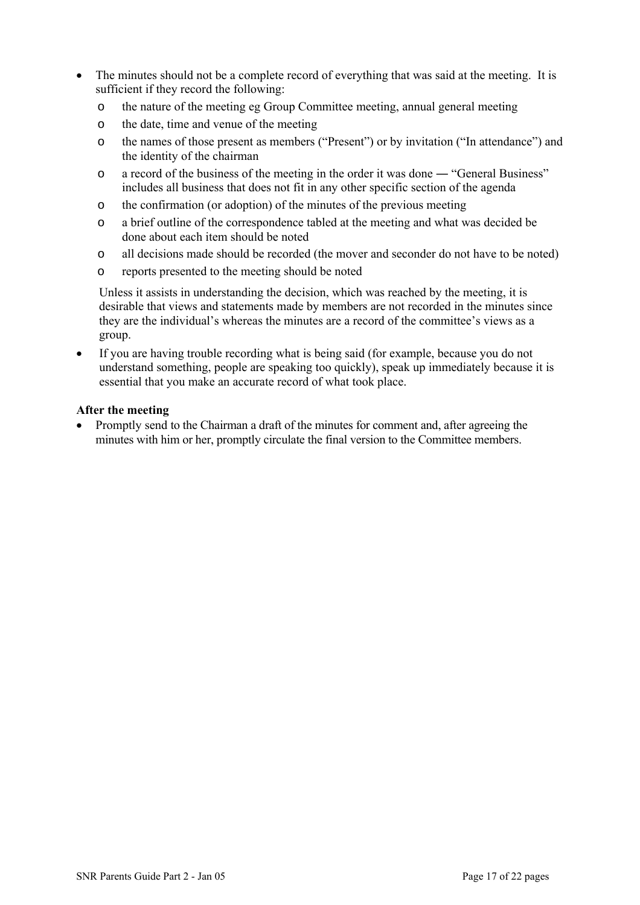- The minutes should not be a complete record of everything that was said at the meeting. It is sufficient if they record the following:
  - the nature of the meeting eg Group Committee meeting, annual general meeting
  - the date, time and venue of the meeting
  - the names of those present as members ("Present") or by invitation ("In attendance") and the identity of the chairman
  - a record of the business of the meeting in the order it was done ― "General Business" includes all business that does not fit in any other specific section of the agenda
  - the confirmation (or adoption) of the minutes of the previous meeting
  - a brief outline of the correspondence tabled at the meeting and what was decided be done about each item should be noted
  - all decisions made should be recorded (the mover and seconder do not have to be noted)
  - reports presented to the meeting should be noted

  Unless it assists in understanding the decision, which was reached by the meeting, it is desirable that views and statements made by members are not recorded in the minutes since they are the individual's whereas the minutes are a record of the committee's views as a group.

- If you are having trouble recording what is being said (for example, because you do not understand something, people are speaking too quickly), speak up immediately because it is essential that you make an accurate record of what took place.

**After the meeting**

- Promptly send to the Chairman a draft of the minutes for comment and, after agreeing the minutes with him or her, promptly circulate the final version to the Committee members.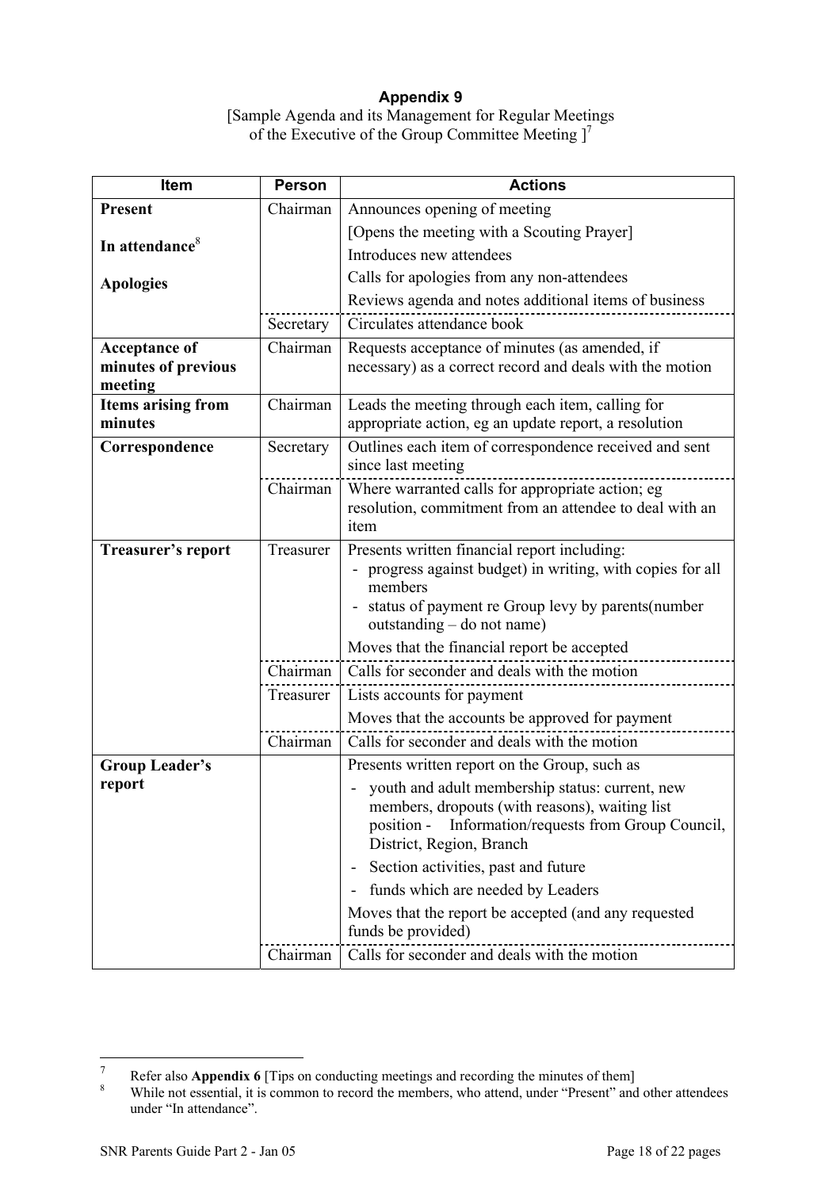# Appendix 9

[Sample Agenda and its Management for Regular Meetings of the Executive of the Group Committee Meeting ][7]

| Item | Person | Actions |
|---|---|---|
| **Present**<br><br>**In attendance**[8]<br><br>**Apologies** | Chairman | Announces opening of meeting<br>[Opens the meeting with a Scouting Prayer]<br>Introduces new attendees<br>Calls for apologies from any non-attendees<br>Reviews agenda and notes additional items of business |
| | Secretary | Circulates attendance book |
| **Acceptance of minutes of previous meeting** | Chairman | Requests acceptance of minutes (as amended, if necessary) as a correct record and deals with the motion |
| **Items arising from minutes** | Chairman | Leads the meeting through each item, calling for appropriate action, eg an update report, a resolution |
| **Correspondence** | Secretary | Outlines each item of correspondence received and sent since last meeting |
| | Chairman | Where warranted calls for appropriate action; eg resolution, commitment from an attendee to deal with an item |
| **Treasurer's report** | Treasurer | Presents written financial report including:<br>- progress against budget) in writing, with copies for all members<br>- status of payment re Group levy by parents(number outstanding – do not name)<br>Moves that the financial report be accepted |
| | Chairman | Calls for seconder and deals with the motion |
| | Treasurer | Lists accounts for payment<br>Moves that the accounts be approved for payment |
| | Chairman | Calls for seconder and deals with the motion |
| **Group Leader's report** | | Presents written report on the Group, such as<br>- youth and adult membership status: current, new members, dropouts (with reasons), waiting list position - Information/requests from Group Council, District, Region, Branch<br>- Section activities, past and future<br>- funds which are needed by Leaders<br>Moves that the report be accepted (and any requested funds be provided) |
| | Chairman | Calls for seconder and deals with the motion |

[7] Refer also **Appendix 6** [Tips on conducting meetings and recording the minutes of them]

[8] While not essential, it is common to record the members, who attend, under "Present" and other attendees under "In attendance".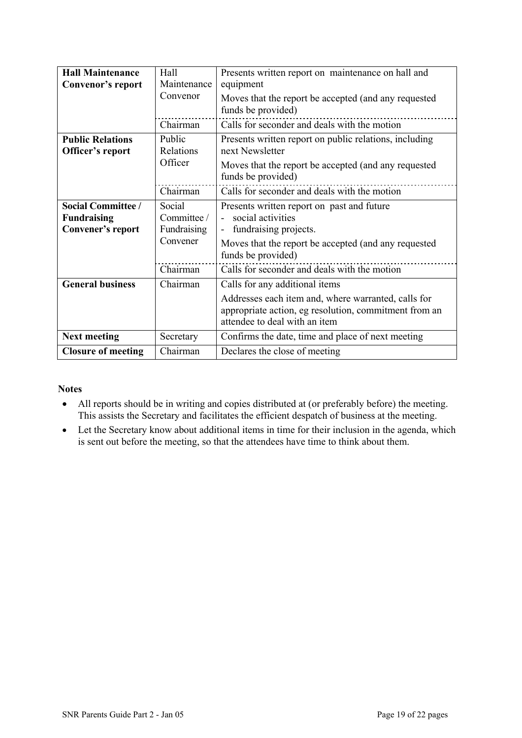| | | |
|---|---|---|
| **Hall Maintenance Convenor's report** | Hall Maintenance Convenor | Presents written report on maintenance on hall and equipment<br>Moves that the report be accepted (and any requested funds be provided) |
| | Chairman | Calls for seconder and deals with the motion |
| **Public Relations Officer's report** | Public Relations Officer | Presents written report on public relations, including next Newsletter<br>Moves that the report be accepted (and any requested funds be provided) |
| | Chairman | Calls for seconder and deals with the motion |
| **Social Committee / Fundraising Convener's report** | Social Committee / Fundraising Convener | Presents written report on past and future<br>- social activities<br>- fundraising projects.<br>Moves that the report be accepted (and any requested funds be provided) |
| | Chairman | Calls for seconder and deals with the motion |
| **General business** | Chairman | Calls for any additional items<br>Addresses each item and, where warranted, calls for appropriate action, eg resolution, commitment from an attendee to deal with an item |
| **Next meeting** | Secretary | Confirms the date, time and place of next meeting |
| **Closure of meeting** | Chairman | Declares the close of meeting |

**Notes**

- All reports should be in writing and copies distributed at (or preferably before) the meeting. This assists the Secretary and facilitates the efficient despatch of business at the meeting.
- Let the Secretary know about additional items in time for their inclusion in the agenda, which is sent out before the meeting, so that the attendees have time to think about them.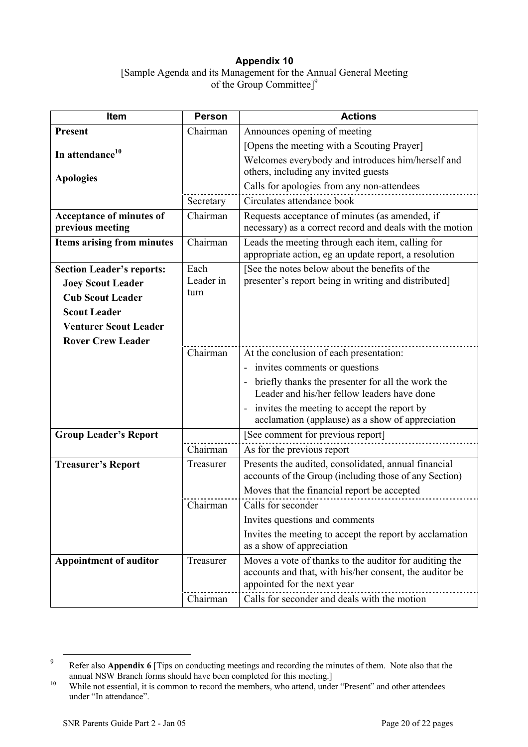## Appendix 10

[Sample Agenda and its Management for the Annual General Meeting of the Group Committee][9]

| Item | Person | Actions |
|---|---|---|
| **Present**<br><br>**In attendance**[10]<br><br>**Apologies** | Chairman | Announces opening of meeting<br>[Opens the meeting with a Scouting Prayer]<br>Welcomes everybody and introduces him/herself and others, including any invited guests<br>Calls for apologies from any non-attendees |
| | Secretary | Circulates attendance book |
| **Acceptance of minutes of previous meeting** | Chairman | Requests acceptance of minutes (as amended, if necessary) as a correct record and deals with the motion |
| **Items arising from minutes** | Chairman | Leads the meeting through each item, calling for appropriate action, eg an update report, a resolution |
| **Section Leader's reports:**<br>**Joey Scout Leader**<br>**Cub Scout Leader**<br>**Scout Leader**<br>**Venturer Scout Leader**<br>**Rover Crew Leader** | Each Leader in turn | [See the notes below about the benefits of the presenter's report being in writing and distributed] |
| | Chairman | At the conclusion of each presentation:<br>- invites comments or questions<br>- briefly thanks the presenter for all the work the Leader and his/her fellow leaders have done<br>- invites the meeting to accept the report by acclamation (applause) as a show of appreciation |
| **Group Leader's Report** | | [See comment for previous report] |
| | Chairman | As for the previous report |
| **Treasurer's Report** | Treasurer | Presents the audited, consolidated, annual financial accounts of the Group (including those of any Section)<br>Moves that the financial report be accepted |
| | Chairman | Calls for seconder<br>Invites questions and comments<br>Invites the meeting to accept the report by acclamation as a show of appreciation |
| **Appointment of auditor** | Treasurer | Moves a vote of thanks to the auditor for auditing the accounts and that, with his/her consent, the auditor be appointed for the next year |
| | Chairman | Calls for seconder and deals with the motion |

---

[9] Refer also **Appendix 6** [Tips on conducting meetings and recording the minutes of them. Note also that the annual NSW Branch forms should have been completed for this meeting.]

[10] While not essential, it is common to record the members, who attend, under "Present" and other attendees under "In attendance".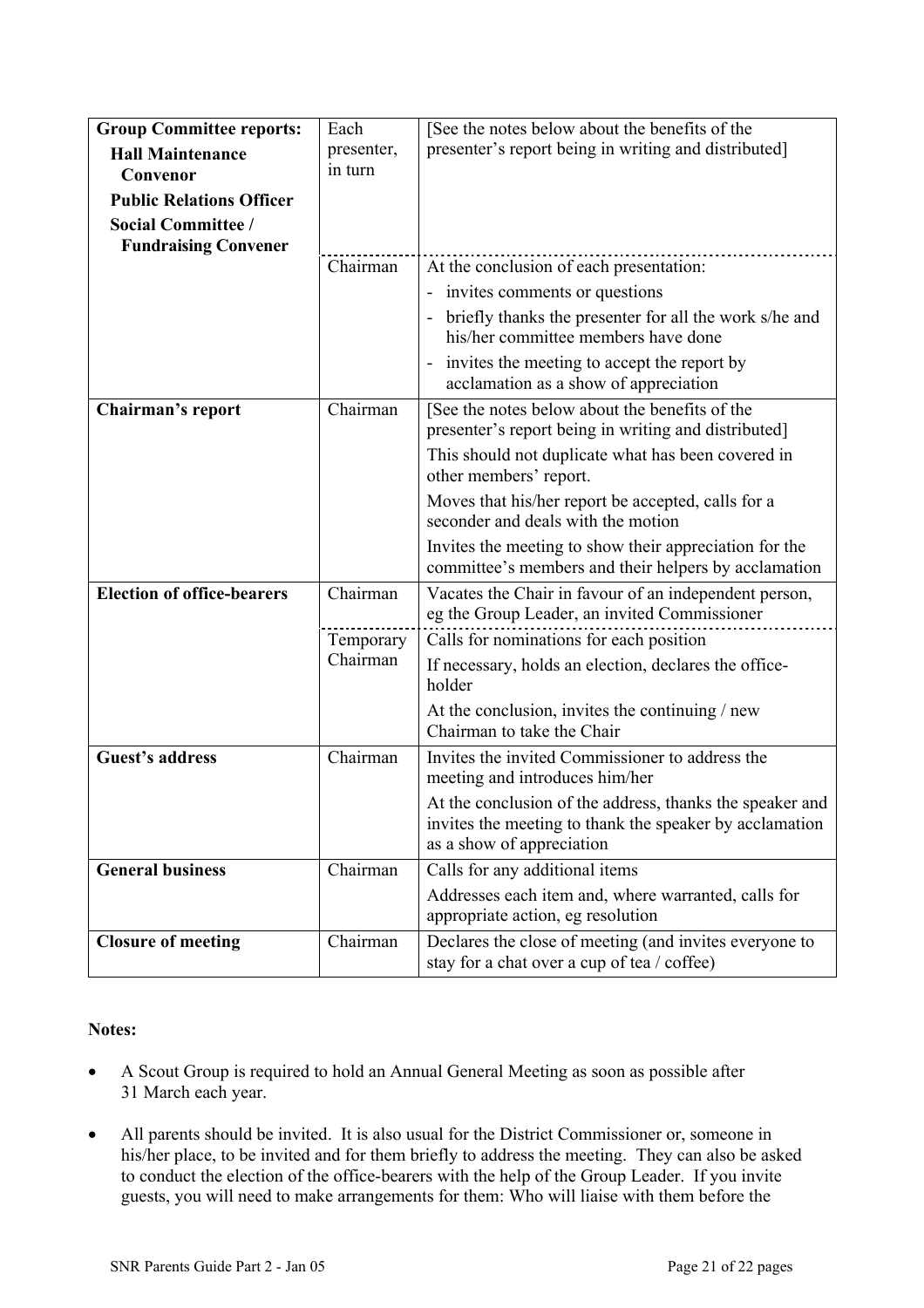| | | |
|---|---|---|
| **Group Committee reports:**<br>**Hall Maintenance Convenor**<br>**Public Relations Officer**<br>**Social Committee / Fundraising Convener** | Each presenter, in turn | [See the notes below about the benefits of the presenter's report being in writing and distributed] |
| | Chairman | At the conclusion of each presentation:<br>- invites comments or questions<br>- briefly thanks the presenter for all the work s/he and his/her committee members have done<br>- invites the meeting to accept the report by acclamation as a show of appreciation |
| **Chairman's report** | Chairman | [See the notes below about the benefits of the presenter's report being in writing and distributed]<br>This should not duplicate what has been covered in other members' report.<br>Moves that his/her report be accepted, calls for a seconder and deals with the motion<br>Invites the meeting to show their appreciation for the committee's members and their helpers by acclamation |
| **Election of office-bearers** | Chairman | Vacates the Chair in favour of an independent person, eg the Group Leader, an invited Commissioner |
| | Temporary Chairman | Calls for nominations for each position<br>If necessary, holds an election, declares the office-holder<br>At the conclusion, invites the continuing / new Chairman to take the Chair |
| **Guest's address** | Chairman | Invites the invited Commissioner to address the meeting and introduces him/her<br>At the conclusion of the address, thanks the speaker and invites the meeting to thank the speaker by acclamation as a show of appreciation |
| **General business** | Chairman | Calls for any additional items<br>Addresses each item and, where warranted, calls for appropriate action, eg resolution |
| **Closure of meeting** | Chairman | Declares the close of meeting (and invites everyone to stay for a chat over a cup of tea / coffee) |

**Notes:**

- A Scout Group is required to hold an Annual General Meeting as soon as possible after 31 March each year.
- All parents should be invited. It is also usual for the District Commissioner or, someone in his/her place, to be invited and for them briefly to address the meeting. They can also be asked to conduct the election of the office-bearers with the help of the Group Leader. If you invite guests, you will need to make arrangements for them: Who will liaise with them before the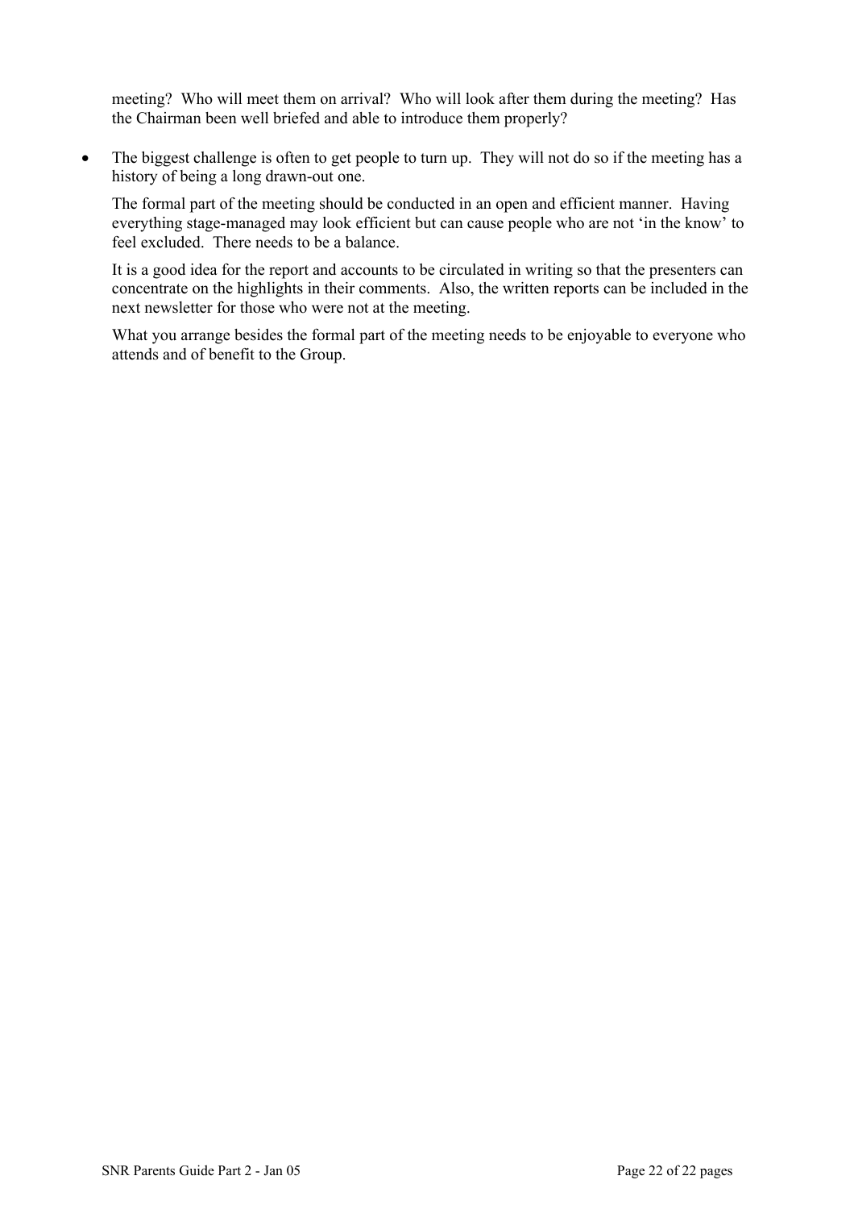meeting? Who will meet them on arrival? Who will look after them during the meeting? Has the Chairman been well briefed and able to introduce them properly?

- The biggest challenge is often to get people to turn up. They will not do so if the meeting has a history of being a long drawn-out one.

  The formal part of the meeting should be conducted in an open and efficient manner. Having everything stage-managed may look efficient but can cause people who are not 'in the know' to feel excluded. There needs to be a balance.

  It is a good idea for the report and accounts to be circulated in writing so that the presenters can concentrate on the highlights in their comments. Also, the written reports can be included in the next newsletter for those who were not at the meeting.

  What you arrange besides the formal part of the meeting needs to be enjoyable to everyone who attends and of benefit to the Group.